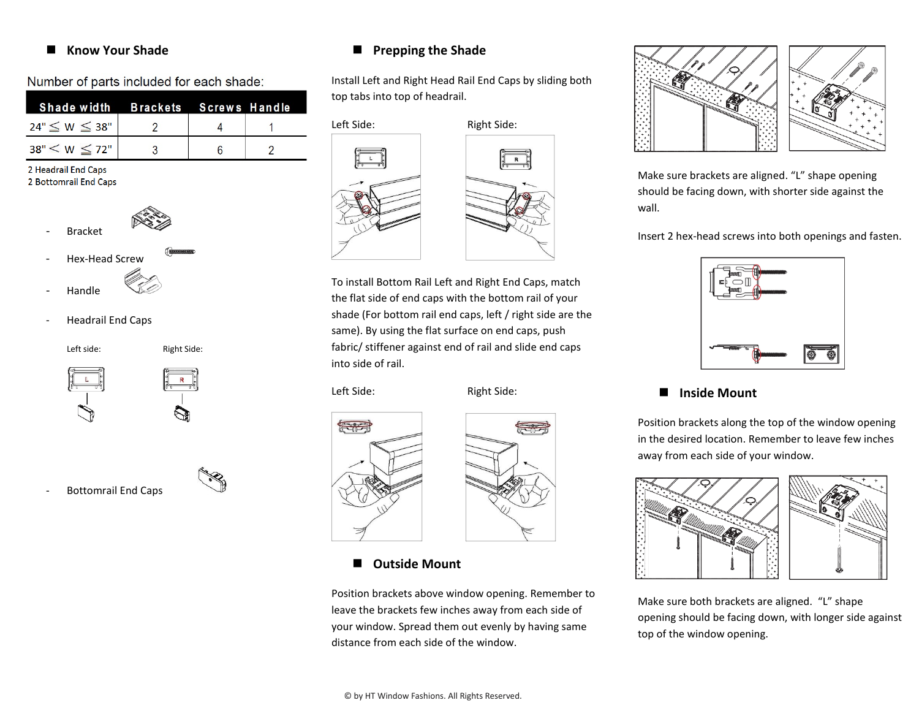## Know Your Shade

Number of parts included for each shade:

| Shade width | Brackets | Screws | Handle |
|---|---|---|---|
| 24" ≤ W ≤ 38" | 2 | 4 | 1 |
| 38" < W ≤ 72" | 3 | 6 | 2 |

2 Headrail End Caps
2 Bottomrail End Caps

- Bracket
- Hex-Head Screw
- Handle
- Headrail End Caps

Left side: Right Side:

- Bottomrail End Caps

## Prepping the Shade

Install Left and Right Head Rail End Caps by sliding both top tabs into top of headrail.

Left Side: Right Side:

To install Bottom Rail Left and Right End Caps, match the flat side of end caps with the bottom rail of your shade (For bottom rail end caps, left / right side are the same). By using the flat surface on end caps, push fabric/ stiffener against end of rail and slide end caps into side of rail.

Left Side: Right Side:

## Outside Mount

Position brackets above window opening. Remember to leave the brackets few inches away from each side of your window. Spread them out evenly by having same distance from each side of the window.

Make sure brackets are aligned. "L" shape opening should be facing down, with shorter side against the wall.

Insert 2 hex-head screws into both openings and fasten.

## Inside Mount

Position brackets along the top of the window opening in the desired location. Remember to leave few inches away from each side of your window.

Make sure both brackets are aligned. "L" shape opening should be facing down, with longer side against top of the window opening.

© by HT Window Fashions. All Rights Reserved.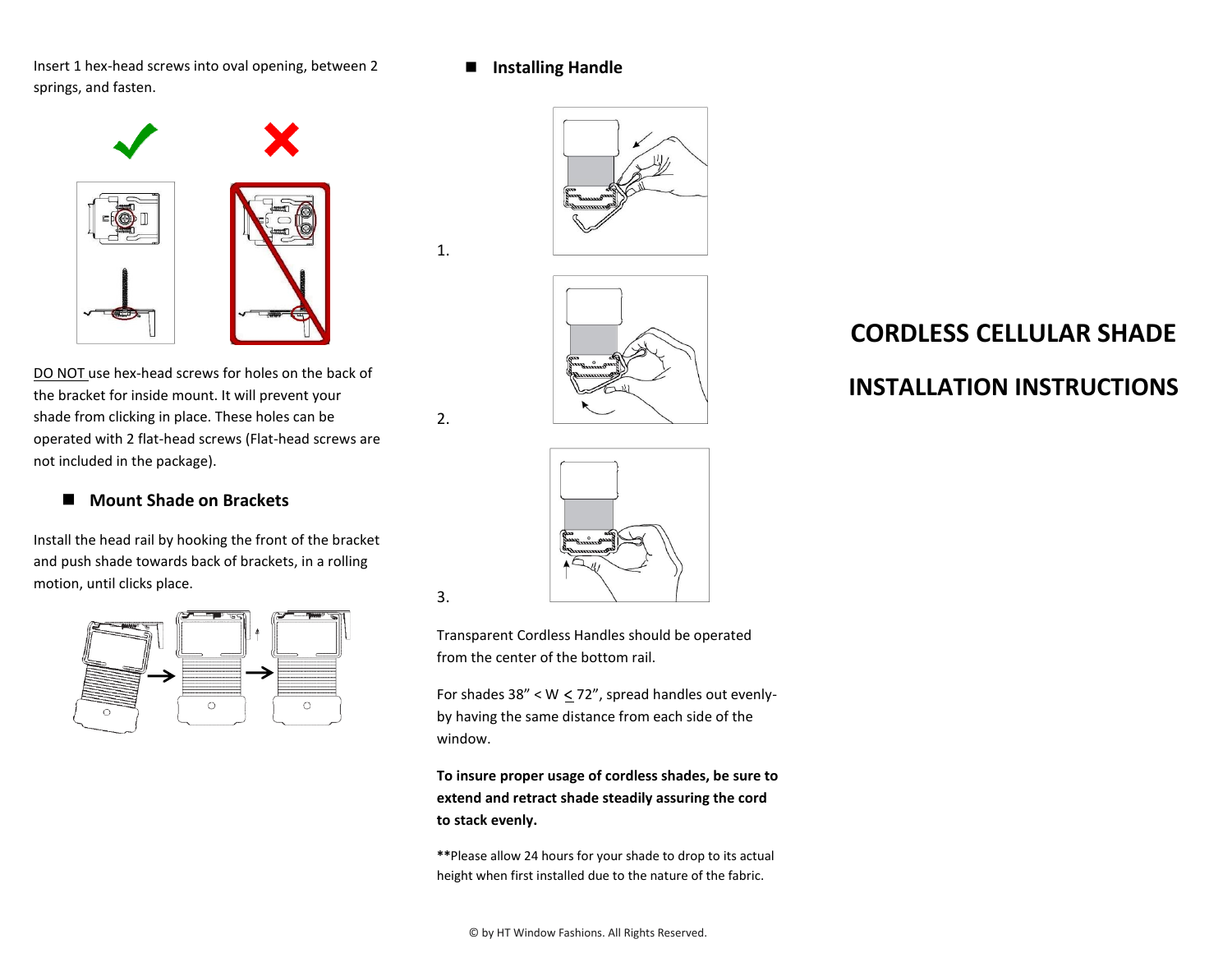Insert 1 hex-head screws into oval opening, between 2 springs, and fasten.

DO NOT use hex-head screws for holes on the back of the bracket for inside mount. It will prevent your shade from clicking in place. These holes can be operated with 2 flat-head screws (Flat-head screws are not included in the package).

## Mount Shade on Brackets

Install the head rail by hooking the front of the bracket and push shade towards back of brackets, in a rolling motion, until clicks place.

## Installing Handle

1.

2.

3.

Transparent Cordless Handles should be operated from the center of the bottom rail.

For shades 38” < W ≤ 72”, spread handles out evenly- by having the same distance from each side of the window.

**To insure proper usage of cordless shades, be sure to extend and retract shade steadily assuring the cord to stack evenly.**

**Please allow 24 hours for your shade to drop to its actual height when first installed due to the nature of the fabric.

© by HT Window Fashions. All Rights Reserved.

# CORDLESS CELLULAR SHADE

# INSTALLATION INSTRUCTIONS